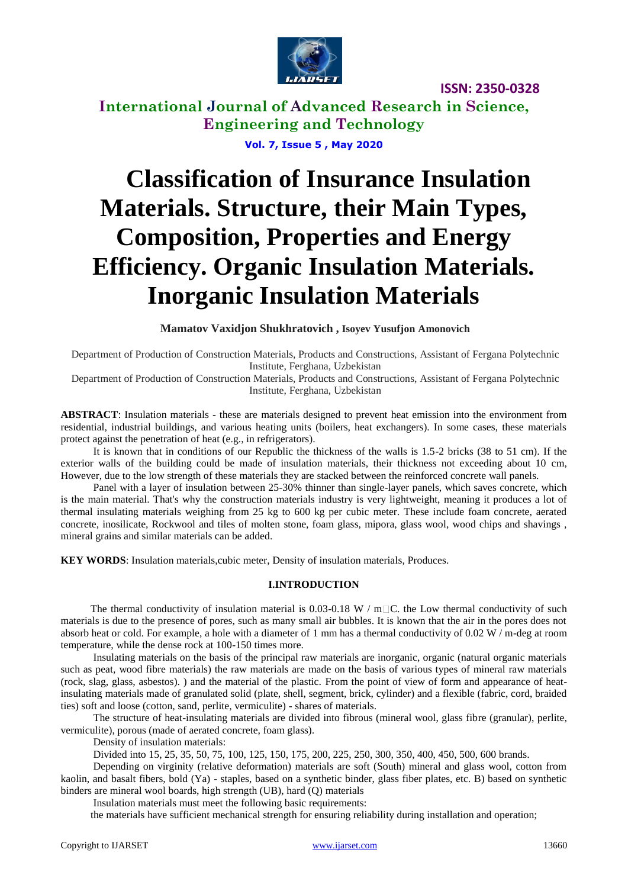# Classification of Insurance Insulation Materials. Structure, their Main Types, Composition, Properties and Energy Efficiency. Organic Insulation Materials. Inorganic Insulation Materials

**Mamatov Vaxidjon Shukhratovich , Isoyev Yusufjon Amonovich**

Department of Production of Construction Materials, Products and Constructions, Assistant of Fergana Polytechnic Institute, Ferghana, Uzbekistan

Department of Production of Construction Materials, Products and Constructions, Assistant of Fergana Polytechnic Institute, Ferghana, Uzbekistan

**ABSTRACT**: Insulation materials - these are materials designed to prevent heat emission into the environment from residential, industrial buildings, and various heating units (boilers, heat exchangers). In some cases, these materials protect against the penetration of heat (e.g., in refrigerators).

It is known that in conditions of our Republic the thickness of the walls is 1.5-2 bricks (38 to 51 cm). If the exterior walls of the building could be made of insulation materials, their thickness not exceeding about 10 cm, However, due to the low strength of these materials they are stacked between the reinforced concrete wall panels.

Panel with a layer of insulation between 25-30% thinner than single-layer panels, which saves concrete, which is the main material. That's why the construction materials industry is very lightweight, meaning it produces a lot of thermal insulating materials weighing from 25 kg to 600 kg per cubic meter. These include foam concrete, aerated concrete, inosilicate, Rockwool and tiles of molten stone, foam glass, mipora, glass wool, wood chips and shavings , mineral grains and similar materials can be added.

**KEY WORDS**: Insulation materials,cubic meter, Density of insulation materials, Produces.

## I.INTRODUCTION

The thermal conductivity of insulation material is 0.03-0.18 W / m□C. the Low thermal conductivity of such materials is due to the presence of pores, such as many small air bubbles. It is known that the air in the pores does not absorb heat or cold. For example, a hole with a diameter of 1 mm has a thermal conductivity of 0.02 W / m-deg at room temperature, while the dense rock at 100-150 times more.

Insulating materials on the basis of the principal raw materials are inorganic, organic (natural organic materials such as peat, wood fibre materials) the raw materials are made on the basis of various types of mineral raw materials (rock, slag, glass, asbestos). ) and the material of the plastic. From the point of view of form and appearance of heat-insulating materials made of granulated solid (plate, shell, segment, brick, cylinder) and a flexible (fabric, cord, braided ties) soft and loose (cotton, sand, perlite, vermiculite) - shares of materials.

The structure of heat-insulating materials are divided into fibrous (mineral wool, glass fibre (granular), perlite, vermiculite), porous (made of aerated concrete, foam glass).

Density of insulation materials:

Divided into 15, 25, 35, 50, 75, 100, 125, 150, 175, 200, 225, 250, 300, 350, 400, 450, 500, 600 brands.

Depending on virginity (relative deformation) materials are soft (South) mineral and glass wool, cotton from kaolin, and basalt fibers, bold (Ya) - staples, based on a synthetic binder, glass fiber plates, etc. B) based on synthetic binders are mineral wool boards, high strength (UB), hard (Q) materials

Insulation materials must meet the following basic requirements:

the materials have sufficient mechanical strength for ensuring reliability during installation and operation;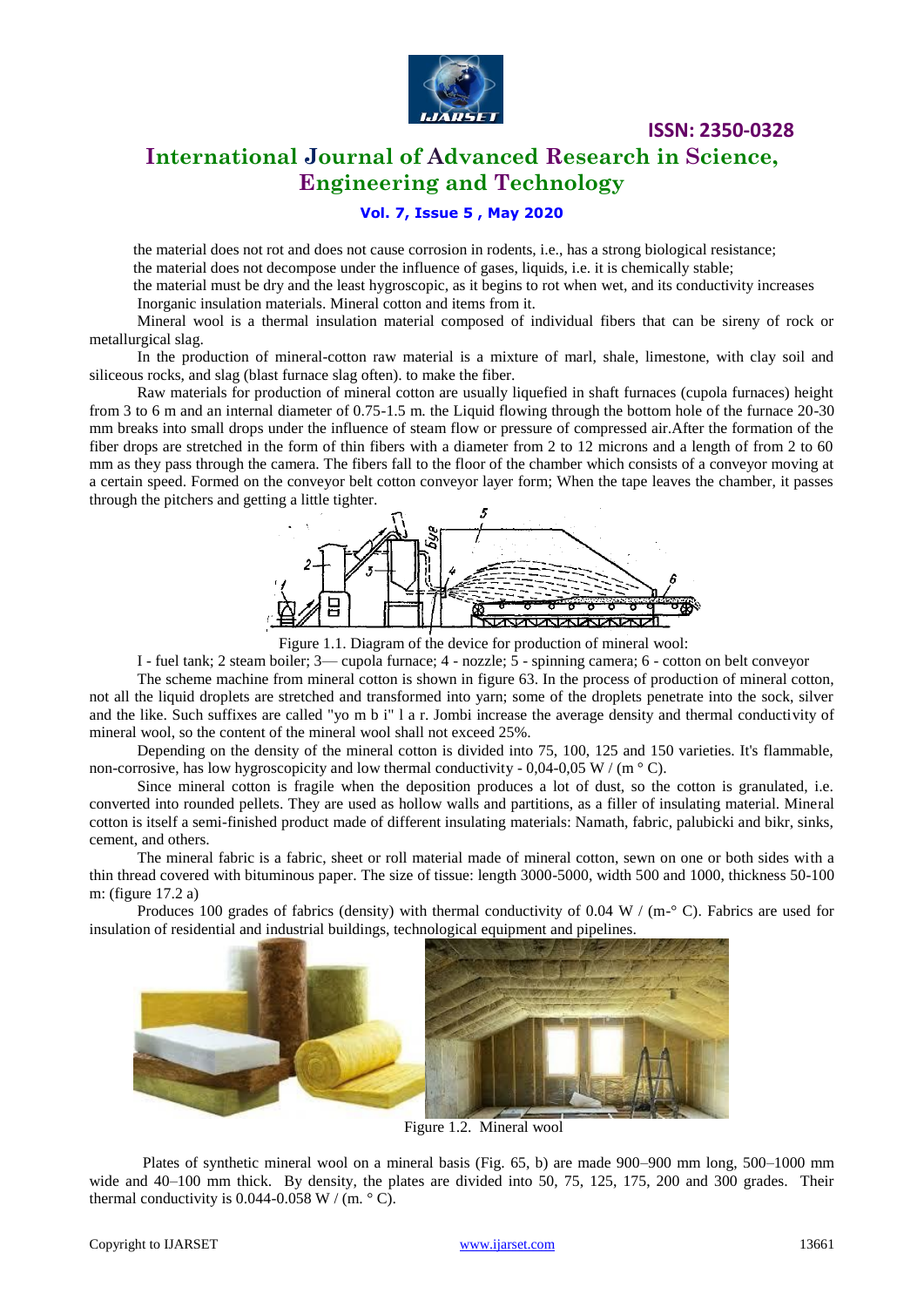the material does not rot and does not cause corrosion in rodents, i.e., has a strong biological resistance;

the material does not decompose under the influence of gases, liquids, i.e. it is chemically stable;

the material must be dry and the least hygroscopic, as it begins to rot when wet, and its conductivity increases

Inorganic insulation materials. Mineral cotton and items from it.

Mineral wool is a thermal insulation material composed of individual fibers that can be sireny of rock or metallurgical slag.

In the production of mineral-cotton raw material is a mixture of marl, shale, limestone, with clay soil and siliceous rocks, and slag (blast furnace slag often). to make the fiber.

Raw materials for production of mineral cotton are usually liquefied in shaft furnaces (cupola furnaces) height from 3 to 6 m and an internal diameter of 0.75-1.5 m. the Liquid flowing through the bottom hole of the furnace 20-30 mm breaks into small drops under the influence of steam flow or pressure of compressed air.After the formation of the fiber drops are stretched in the form of thin fibers with a diameter from 2 to 12 microns and a length of from 2 to 60 mm as they pass through the camera. The fibers fall to the floor of the chamber which consists of a conveyor moving at a certain speed. Formed on the conveyor belt cotton conveyor layer form; When the tape leaves the chamber, it passes through the pitchers and getting a little tighter.

Figure 1.1. Diagram of the device for production of mineral wool:

I - fuel tank; 2 steam boiler; 3— cupola furnace; 4 - nozzle; 5 - spinning camera; 6 - cotton on belt conveyor

The scheme machine from mineral cotton is shown in figure 63. In the process of production of mineral cotton, not all the liquid droplets are stretched and transformed into yarn; some of the droplets penetrate into the sock, silver and the like. Such suffixes are called "yo m b i" l a r. Jombi increase the average density and thermal conductivity of mineral wool, so the content of the mineral wool shall not exceed 25%.

Depending on the density of the mineral cotton is divided into 75, 100, 125 and 150 varieties. It's flammable, non-corrosive, has low hygroscopicity and low thermal conductivity - 0,04-0,05 W / (m ° C).

Since mineral cotton is fragile when the deposition produces a lot of dust, so the cotton is granulated, i.e. converted into rounded pellets. They are used as hollow walls and partitions, as a filler of insulating material. Mineral cotton is itself a semi-finished product made of different insulating materials: Namath, fabric, palubicki and bikr, sinks, cement, and others.

The mineral fabric is a fabric, sheet or roll material made of mineral cotton, sewn on one or both sides with a thin thread covered with bituminous paper. The size of tissue: length 3000-5000, width 500 and 1000, thickness 50-100 m: (figure 17.2 a)

Produces 100 grades of fabrics (density) with thermal conductivity of 0.04 W / (m-° C). Fabrics are used for insulation of residential and industrial buildings, technological equipment and pipelines.

Figure 1.2. Mineral wool

Plates of synthetic mineral wool on a mineral basis (Fig. 65, b) are made 900–900 mm long, 500–1000 mm wide and 40–100 mm thick. By density, the plates are divided into 50, 75, 125, 175, 200 and 300 grades. Their thermal conductivity is 0.044-0.058 W / (m. ° C).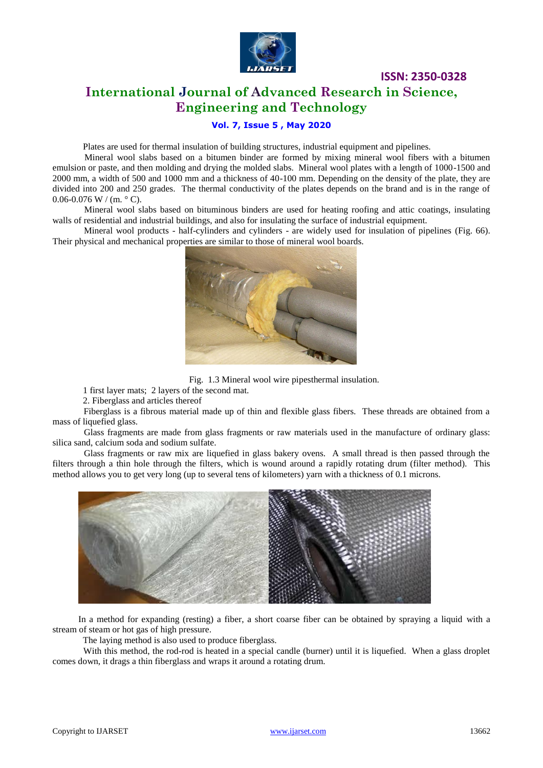Plates are used for thermal insulation of building structures, industrial equipment and pipelines.

Mineral wool slabs based on a bitumen binder are formed by mixing mineral wool fibers with a bitumen emulsion or paste, and then molding and drying the molded slabs. Mineral wool plates with a length of 1000-1500 and 2000 mm, a width of 500 and 1000 mm and a thickness of 40-100 mm. Depending on the density of the plate, they are divided into 200 and 250 grades. The thermal conductivity of the plates depends on the brand and is in the range of 0.06-0.076 W / (m. ° C).

Mineral wool slabs based on bituminous binders are used for heating roofing and attic coatings, insulating walls of residential and industrial buildings, and also for insulating the surface of industrial equipment.

Mineral wool products - half-cylinders and cylinders - are widely used for insulation of pipelines (Fig. 66). Their physical and mechanical properties are similar to those of mineral wool boards.

Fig. 1.3 Mineral wool wire pipesthermal insulation.

1 first layer mats; 2 layers of the second mat.

2. Fiberglass and articles thereof

Fiberglass is a fibrous material made up of thin and flexible glass fibers. These threads are obtained from a mass of liquefied glass.

Glass fragments are made from glass fragments or raw materials used in the manufacture of ordinary glass: silica sand, calcium soda and sodium sulfate.

Glass fragments or raw mix are liquefied in glass bakery ovens. A small thread is then passed through the filters through a thin hole through the filters, which is wound around a rapidly rotating drum (filter method). This method allows you to get very long (up to several tens of kilometers) yarn with a thickness of 0.1 microns.

In a method for expanding (resting) a fiber, a short coarse fiber can be obtained by spraying a liquid with a stream of steam or hot gas of high pressure.

The laying method is also used to produce fiberglass.

With this method, the rod-rod is heated in a special candle (burner) until it is liquefied. When a glass droplet comes down, it drags a thin fiberglass and wraps it around a rotating drum.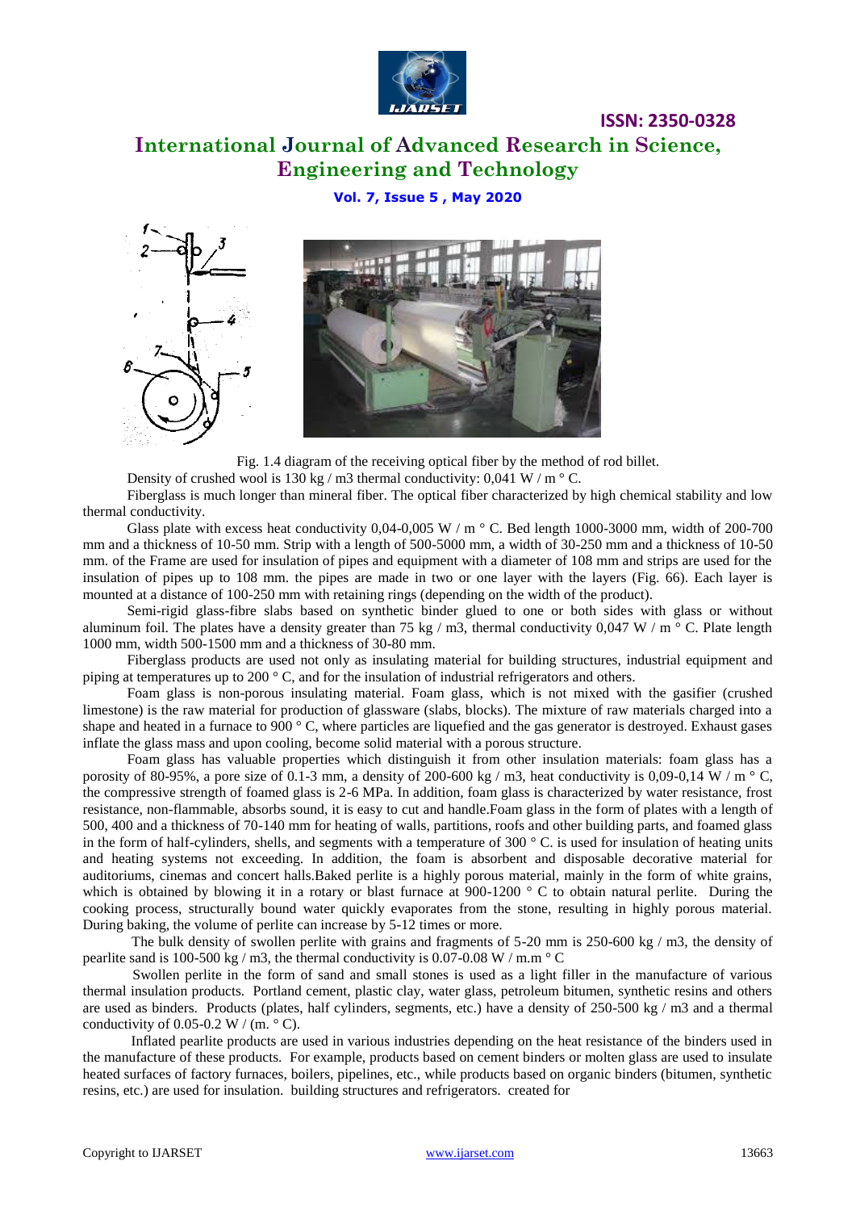Fig. 1.4 diagram of the receiving optical fiber by the method of rod billet.

Density of crushed wool is 130 kg / m3 thermal conductivity: 0,041 W / m ° C.

Fiberglass is much longer than mineral fiber. The optical fiber characterized by high chemical stability and low thermal conductivity.

Glass plate with excess heat conductivity 0,04-0,005 W / m ° C. Bed length 1000-3000 mm, width of 200-700 mm and a thickness of 10-50 mm. Strip with a length of 500-5000 mm, a width of 30-250 mm and a thickness of 10-50 mm. of the Frame are used for insulation of pipes and equipment with a diameter of 108 mm and strips are used for the insulation of pipes up to 108 mm. the pipes are made in two or one layer with the layers (Fig. 66). Each layer is mounted at a distance of 100-250 mm with retaining rings (depending on the width of the product).

Semi-rigid glass-fibre slabs based on synthetic binder glued to one or both sides with glass or without aluminum foil. The plates have a density greater than 75 kg / m3, thermal conductivity 0,047 W / m ° C. Plate length 1000 mm, width 500-1500 mm and a thickness of 30-80 mm.

Fiberglass products are used not only as insulating material for building structures, industrial equipment and piping at temperatures up to 200 ° C, and for the insulation of industrial refrigerators and others.

Foam glass is non-porous insulating material. Foam glass, which is not mixed with the gasifier (crushed limestone) is the raw material for production of glassware (slabs, blocks). The mixture of raw materials charged into a shape and heated in a furnace to 900 ° C, where particles are liquefied and the gas generator is destroyed. Exhaust gases inflate the glass mass and upon cooling, become solid material with a porous structure.

Foam glass has valuable properties which distinguish it from other insulation materials: foam glass has a porosity of 80-95%, a pore size of 0.1-3 mm, a density of 200-600 kg / m3, heat conductivity is 0,09-0,14 W / m ° C, the compressive strength of foamed glass is 2-6 MPa. In addition, foam glass is characterized by water resistance, frost resistance, non-flammable, absorbs sound, it is easy to cut and handle.Foam glass in the form of plates with a length of 500, 400 and a thickness of 70-140 mm for heating of walls, partitions, roofs and other building parts, and foamed glass in the form of half-cylinders, shells, and segments with a temperature of 300 ° C. is used for insulation of heating units and heating systems not exceeding. In addition, the foam is absorbent and disposable decorative material for auditoriums, cinemas and concert halls.Baked perlite is a highly porous material, mainly in the form of white grains, which is obtained by blowing it in a rotary or blast furnace at 900-1200 ° C to obtain natural perlite. During the cooking process, structurally bound water quickly evaporates from the stone, resulting in highly porous material. During baking, the volume of perlite can increase by 5-12 times or more.

The bulk density of swollen perlite with grains and fragments of 5-20 mm is 250-600 kg / m3, the density of pearlite sand is 100-500 kg / m3, the thermal conductivity is 0.07-0.08 W / m.m ° C

Swollen perlite in the form of sand and small stones is used as a light filler in the manufacture of various thermal insulation products. Portland cement, plastic clay, water glass, petroleum bitumen, synthetic resins and others are used as binders. Products (plates, half cylinders, segments, etc.) have a density of 250-500 kg / m3 and a thermal conductivity of 0.05-0.2 W / (m. ° C).

Inflated pearlite products are used in various industries depending on the heat resistance of the binders used in the manufacture of these products. For example, products based on cement binders or molten glass are used to insulate heated surfaces of factory furnaces, boilers, pipelines, etc., while products based on organic binders (bitumen, synthetic resins, etc.) are used for insulation. building structures and refrigerators. created for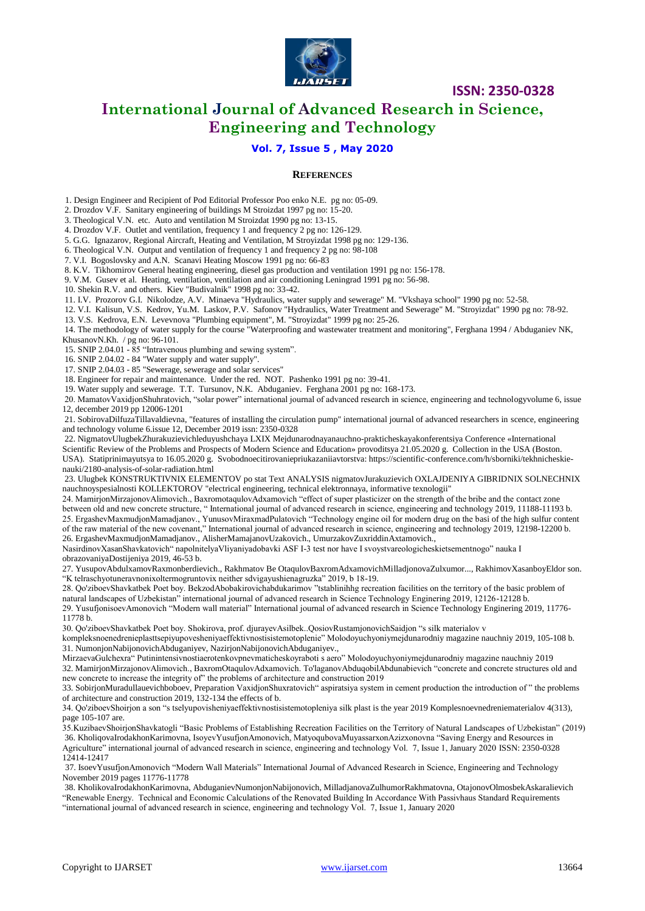## REFERENCES

1. Design Engineer and Recipient of Pod Editorial Professor Poo enko N.E. pg no: 05-09.
2. Drozdov V.F. Sanitary engineering of buildings M Stroizdat 1997 pg no: 15-20.
3. Theological V.N. etc. Auto and ventilation M Stroizdat 1990 pg no: 13-15.
4. Drozdov V.F. Outlet and ventilation, frequency 1 and frequency 2 pg no: 126-129.
5. G.G. Ignazarov, Regional Aircraft, Heating and Ventilation, M Stroyizdat 1998 pg no: 129-136.
6. Theological V.N. Output and ventilation of frequency 1 and frequency 2 pg no: 98-108
7. V.I. Bogoslovsky and A.N. Scanavi Heating Moscow 1991 pg no: 66-83
8. K.V. Tikhomirov General heating engineering, diesel gas production and ventilation 1991 pg no: 156-178.
9. V.M. Gusev et al. Heating, ventilation, ventilation and air conditioning Leningrad 1991 pg no: 56-98.
10. Shekin R.V. and others. Kiev "Budivalnik" 1998 pg no: 33-42.
11. I.V. Prozorov G.I. Nikolodze, A.V. Minaeva "Hydraulics, water supply and sewerage" M. "Vkshaya school" 1990 pg no: 52-58.
12. V.I. Kalisun, V.S. Kedrov, Yu.M. Laskov, P.V. Safonov "Hydraulics, Water Treatment and Sewerage" M. "Stroyizdat" 1990 pg no: 78-92.
13. V.S. Kedrova, E.N. Levevnova "Plumbing equipment", M. "Stroyizdat" 1999 pg no: 25-26.
14. The methodology of water supply for the course "Waterproofing and wastewater treatment and monitoring", Ferghana 1994 / Abduganiev NK, KhusanovN.Kh. / pg no: 96-101.
15. SNIP 2.04.01 - 85 "Intravenous plumbing and sewing system".
16. SNIP 2.04.02 - 84 "Water supply and water supply".
17. SNIP 2.04.03 - 85 "Sewerage, sewerage and solar services"
18. Engineer for repair and maintenance. Under the red. NOT. Pashenko 1991 pg no: 39-41.
19. Water supply and sewerage. T.T. Tursunov, N.K. Abduganiev. Ferghana 2001 pg no: 168-173.
20. MamatovVaxidjonShuhratovich, "solar power" international journal of advanced research in science, engineering and technologyvolume 6, issue 12, december 2019 pp 12006-1201
21. SobirovaDilfuzaTillavaldievna, "features of installing the circulation pump" international journal of advanced researchers in scence, engineering and technology volume 6.issue 12, December 2019 issn: 2350-0328
22. NigmatovUlugbekZhurakuzievichleduyushchaya LXIX Mejdunarodnayanauchno-prakticheskayakonferentsiya Conference «International Scientific Review of the Problems and Prospects of Modern Science and Education» provoditsya 21.05.2020 g. Collection in the USA (Boston. USA). Statiprinimayutsya to 16.05.2020 g. Svobodnoecitirovaniepriukazaniiavtorstva: https://scientific-conference.com/h/sborniki/tekhnicheskie-nauki/2180-analysis-of-solar-radiation.html
23. Ulugbek KONSTRUKTIVNIX ELEMENTOV po stat Text ANALYSIS nigmatovJurakuzievich OXLAJDENIYA GIBRIDNIX SOLNECHNIX nauchnoyspesialnosti KOLLEKTOROV "electrical engineering, technical elektronnaya, informative texnologii"
24. MamirjonMirzajonovAlimovich., BaxromotaqulovAdxamovich "effect of super plasticizer on the strength of the bribe and the contact zone between old and new concrete structure, " International journal of advanced research in science, engineering and technology 2019, 11188-11193 b.
25. ErgashevMaxmudjonMamadjanov., YunusovMiraxmadPulatovich "Technology engine oil for modern drug on the basi of the high sulfur content of the raw material of the new covenant," International journal of advanced research in science, engineering and technology 2019, 12198-12200 b.
26. ErgashevMaxmudjonMamadjanov., AlisherMamajanovUzakovich., UmurzakovZuxriddinAxtamovich., NasirdinovXasanShavkatovich" napolnitelyaVliyaniyadobavki ASF I-3 test nor have I svoystvareologicheskietsementnogo" nauka I obrazovaniyaDostijeniya 2019, 46-53 b.
27. YusupovAbdulxamovRaxmonberdievich., Rakhmatov Be OtaqulovBaxromAdxamovichMilladjonovaZulxumor..., RakhimovXasanboyEldor son. "K telraschyotuneravnonixoltermogruntovix neither sdvigayushienagruzka" 2019, b 18-19.
28. Qo'ziboevShavkatbek Poet boy. BekzodAbobakirovichabdukarimov "tstablinihhg recreation facilities on the territory of the basic problem of natural landscapes of Uzbekistan" international journal of advanced research in Science Technology Enginering 2019, 12126-12128 b.
29. YusufjonisoevAmonovich "Modern wall material" International journal of advanced research in Science Technology Enginering 2019, 11776-11778 b.
30. Qo'ziboevShavkatbek Poet boy. Shokirova, prof. djurayevAsilbek..QosiovRustamjonovichSaidjon "s silk materialov v kompleksnoenedrenieplasttsepiyupovesheniyaeffektivnostisistemotoplenie" Molodoyuchyoniymejdunarodniy magazine nauchniy 2019, 105-108 b.
31. NumonjonNabijonovichAbduganiyev, NazirjonNabijonovichAbduganiyev., MirzaevaGulchexra" Putinintensivnostiaerotenkovpnevmaticheskoyraboti s aero" Molodoyuchyoniymejdunarodniy magazine nauchniy 2019
32. MamirjonMirzajonovAlimovich., BaxromOtaqulovAdxamovich. To'laganovAbduqobilAbdunabievich "concrete and concrete structures old and new concrete to increase the integrity of" the problems of architecture and construction 2019
33. SobirjonMuradullauevichboboev, Preparation VaxidjonShuxratovich" aspiratsiya system in cement production the introduction of " the problems of architecture and construction 2019, 132-134 the effects of b.
34. Qo'ziboevShoirjon a son "s tselyupovisheniyaeffektivnostisistemotopleniya silk plast is the year 2019 Komplesnoevnedreniematerialov 4(313), page 105-107 are.
35.KuzibaevShoirjonShavkatogli "Basic Problems of Establishing Recreation Facilities on the Territory of Natural Landscapes of Uzbekistan" (2019)
36. KholiqovaIrodakhonKarimovna, IsoyevYusufjonAmonovich, MatyoqubovaMuyassarxonAzizxonovna "Saving Energy and Resources in Agriculture" international journal of advanced research in science, engineering and technology Vol. 7, Issue 1, January 2020 ISSN: 2350-0328 12414-12417
37. IsoevYusufjonAmonovich "Modern Wall Materials" International Journal of Advanced Research in Science, Engineering and Technology November 2019 pages 11776-11778
38. KholikovaIrodakhonKarimovna, AbduganievNumonjonNabijonovich, MilladjanovaZulhumorRakhmatovna, OtajonovOlmosbekAskaralievich "Renewable Energy. Technical and Economic Calculations of the Renovated Building In Accordance With Passivhaus Standard Requirements "international journal of advanced research in science, engineering and technology Vol. 7, Issue 1, January 2020